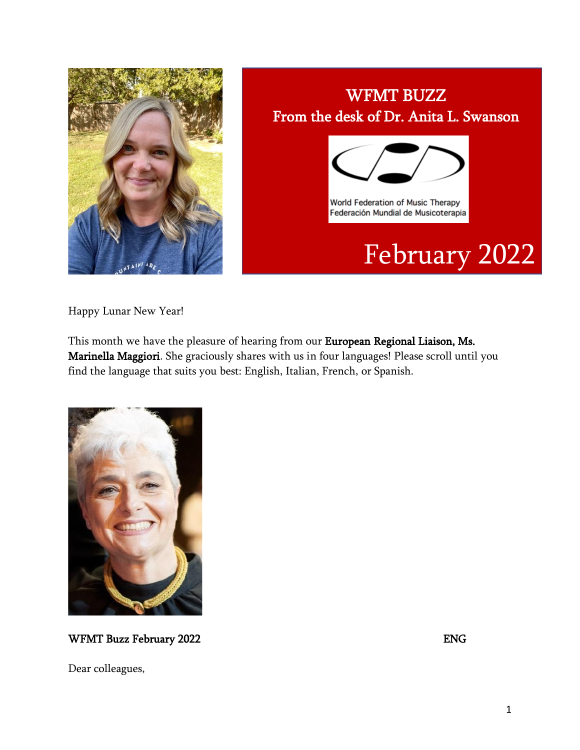# WFMT BUZZ

## From the desk of Dr. Anita L. Swanson

World Federation of Music Therapy
Federación Mundial de Musicoterapia

# February 2022

Happy Lunar New Year!

This month we have the pleasure of hearing from our **European Regional Liaison, Ms. Marinella Maggiori**. She graciously shares with us in four languages! Please scroll until you find the language that suits you best: English, Italian, French, or Spanish.

**WFMT Buzz February 2022** **ENG**

Dear colleagues,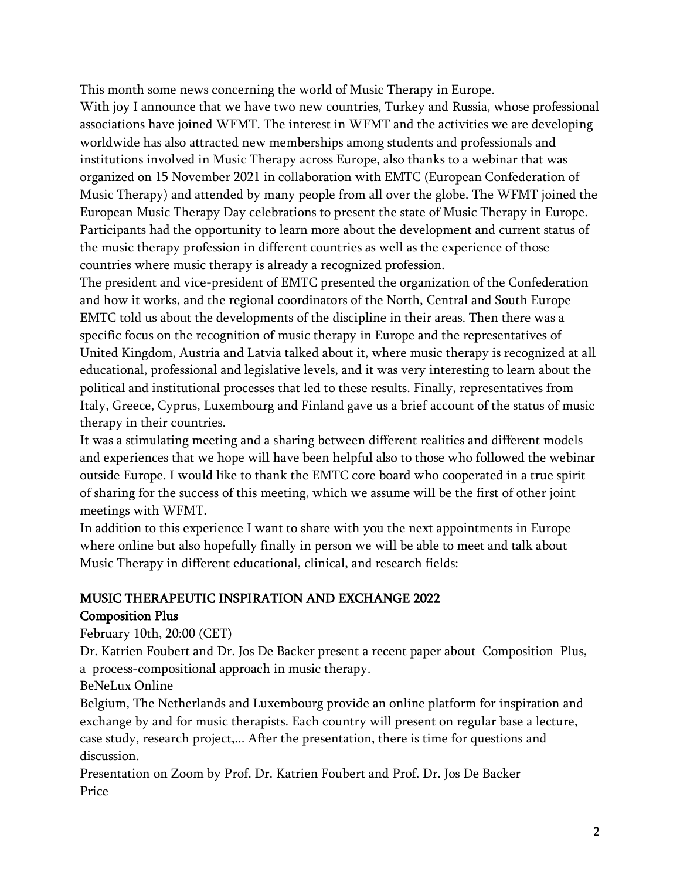This month some news concerning the world of Music Therapy in Europe.
With joy I announce that we have two new countries, Turkey and Russia, whose professional associations have joined WFMT. The interest in WFMT and the activities we are developing worldwide has also attracted new memberships among students and professionals and institutions involved in Music Therapy across Europe, also thanks to a webinar that was organized on 15 November 2021 in collaboration with EMTC (European Confederation of Music Therapy) and attended by many people from all over the globe. The WFMT joined the European Music Therapy Day celebrations to present the state of Music Therapy in Europe. Participants had the opportunity to learn more about the development and current status of the music therapy profession in different countries as well as the experience of those countries where music therapy is already a recognized profession.
The president and vice-president of EMTC presented the organization of the Confederation and how it works, and the regional coordinators of the North, Central and South Europe EMTC told us about the developments of the discipline in their areas. Then there was a specific focus on the recognition of music therapy in Europe and the representatives of United Kingdom, Austria and Latvia talked about it, where music therapy is recognized at all educational, professional and legislative levels, and it was very interesting to learn about the political and institutional processes that led to these results. Finally, representatives from Italy, Greece, Cyprus, Luxembourg and Finland gave us a brief account of the status of music therapy in their countries.
It was a stimulating meeting and a sharing between different realities and different models and experiences that we hope will have been helpful also to those who followed the webinar outside Europe. I would like to thank the EMTC core board who cooperated in a true spirit of sharing for the success of this meeting, which we assume will be the first of other joint meetings with WFMT.
In addition to this experience I want to share with you the next appointments in Europe where online but also hopefully finally in person we will be able to meet and talk about Music Therapy in different educational, clinical, and research fields:

## MUSIC THERAPEUTIC INSPIRATION AND EXCHANGE 2022

### Composition Plus

February 10th, 20:00 (CET)

Dr. Katrien Foubert and Dr. Jos De Backer present a recent paper about Composition Plus, a process-compositional approach in music therapy.

BeNeLux Online

Belgium, The Netherlands and Luxembourg provide an online platform for inspiration and exchange by and for music therapists. Each country will present on regular base a lecture, case study, research project,... After the presentation, there is time for questions and discussion.

Presentation on Zoom by Prof. Dr. Katrien Foubert and Prof. Dr. Jos De Backer

Price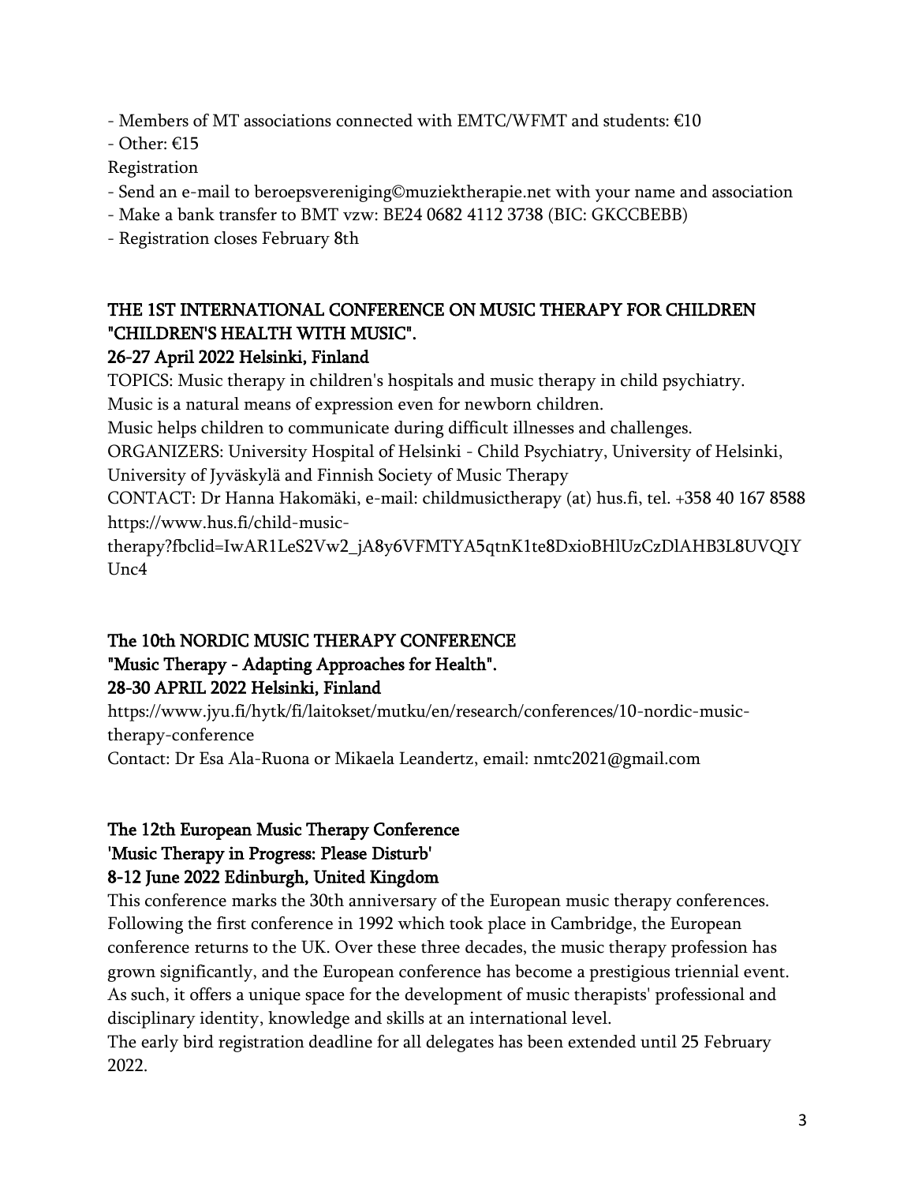- Members of MT associations connected with EMTC/WFMT and students: €10
- Other: €15

Registration

- Send an e-mail to beroepsvereniging©muziektherapie.net with your name and association
- Make a bank transfer to BMT vzw: BE24 0682 4112 3738 (BIC: GKCCBEBB)
- Registration closes February 8th

## THE 1ST INTERNATIONAL CONFERENCE ON MUSIC THERAPY FOR CHILDREN "CHILDREN'S HEALTH WITH MUSIC".

### 26-27 April 2022 Helsinki, Finland

TOPICS: Music therapy in children's hospitals and music therapy in child psychiatry.
Music is a natural means of expression even for newborn children.
Music helps children to communicate during difficult illnesses and challenges.
ORGANIZERS: University Hospital of Helsinki - Child Psychiatry, University of Helsinki, University of Jyväskylä and Finnish Society of Music Therapy
CONTACT: Dr Hanna Hakomäki, e-mail: childmusictherapy (at) hus.fi, tel. +358 40 167 8588
https://www.hus.fi/child-music-therapy?fbclid=IwAR1LeS2Vw2_jA8y6VFMTYA5qtnK1te8DxioBHlUzCzDlAHB3L8UVQIYUnc4

## The 10th NORDIC MUSIC THERAPY CONFERENCE "Music Therapy - Adapting Approaches for Health".

### 28-30 APRIL 2022 Helsinki, Finland

https://www.jyu.fi/hytk/fi/laitokset/mutku/en/research/conferences/10-nordic-music-therapy-conference
Contact: Dr Esa Ala-Ruona or Mikaela Leandertz, email: nmtc2021@gmail.com

## The 12th European Music Therapy Conference 'Music Therapy in Progress: Please Disturb'

### 8-12 June 2022 Edinburgh, United Kingdom

This conference marks the 30th anniversary of the European music therapy conferences. Following the first conference in 1992 which took place in Cambridge, the European conference returns to the UK. Over these three decades, the music therapy profession has grown significantly, and the European conference has become a prestigious triennial event. As such, it offers a unique space for the development of music therapists' professional and disciplinary identity, knowledge and skills at an international level.
The early bird registration deadline for all delegates has been extended until 25 February 2022.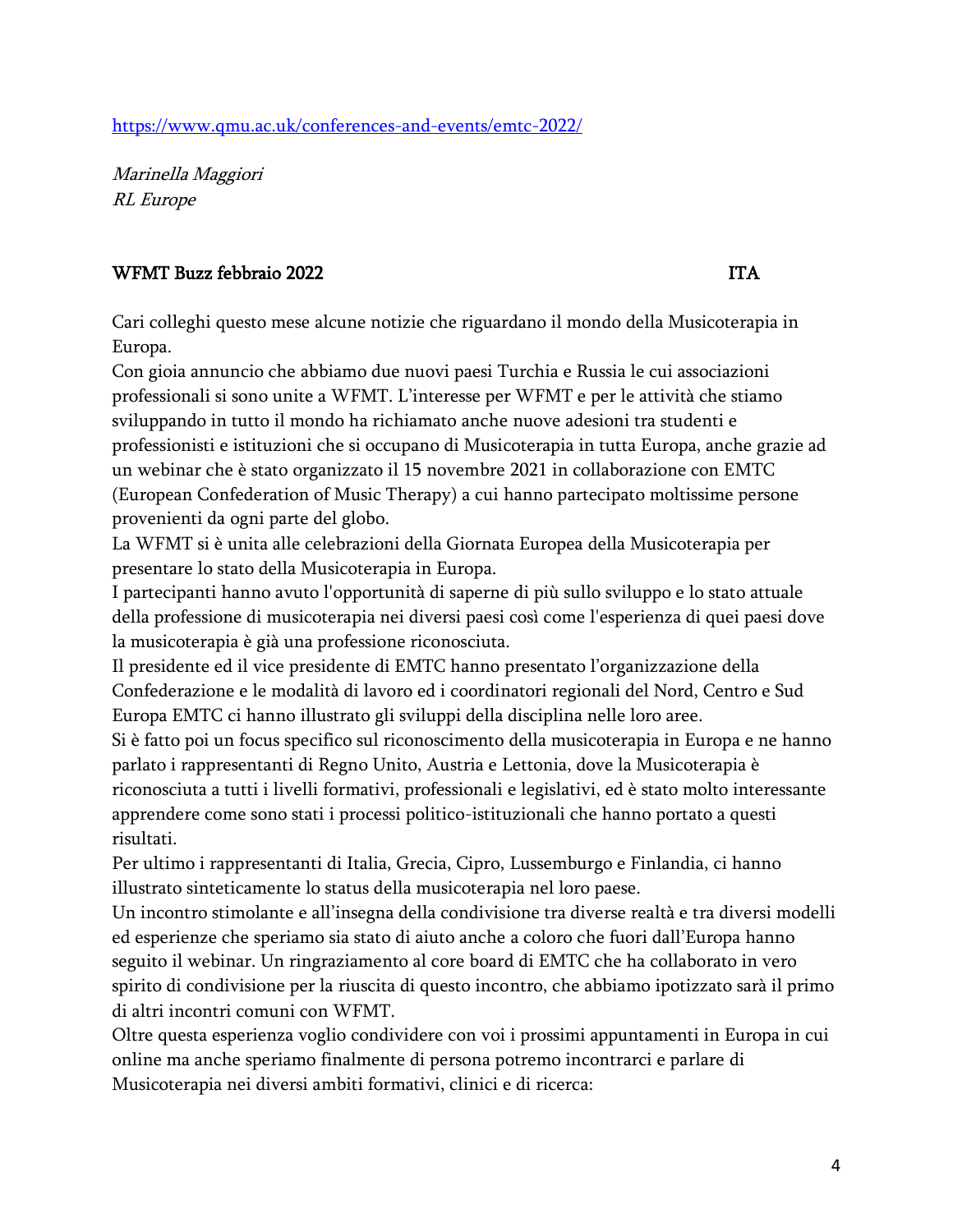https://www.qmu.ac.uk/conferences-and-events/emtc-2022/

*Marinella Maggiori*
*RL Europe*

**WFMT Buzz febbraio 2022 ITA**

Cari colleghi questo mese alcune notizie che riguardano il mondo della Musicoterapia in Europa.
Con gioia annuncio che abbiamo due nuovi paesi Turchia e Russia le cui associazioni professionali si sono unite a WFMT. L'interesse per WFMT e per le attività che stiamo sviluppando in tutto il mondo ha richiamato anche nuove adesioni tra studenti e professionisti e istituzioni che si occupano di Musicoterapia in tutta Europa, anche grazie ad un webinar che è stato organizzato il 15 novembre 2021 in collaborazione con EMTC (European Confederation of Music Therapy) a cui hanno partecipato moltissime persone provenienti da ogni parte del globo.
La WFMT si è unita alle celebrazioni della Giornata Europea della Musicoterapia per presentare lo stato della Musicoterapia in Europa.
I partecipanti hanno avuto l'opportunità di saperne di più sullo sviluppo e lo stato attuale della professione di musicoterapia nei diversi paesi così come l'esperienza di quei paesi dove la musicoterapia è già una professione riconosciuta.
Il presidente ed il vice presidente di EMTC hanno presentato l'organizzazione della Confederazione e le modalità di lavoro ed i coordinatori regionali del Nord, Centro e Sud Europa EMTC ci hanno illustrato gli sviluppi della disciplina nelle loro aree.
Si è fatto poi un focus specifico sul riconoscimento della musicoterapia in Europa e ne hanno parlato i rappresentanti di Regno Unito, Austria e Lettonia, dove la Musicoterapia è riconosciuta a tutti i livelli formativi, professionali e legislativi, ed è stato molto interessante apprendere come sono stati i processi politico-istituzionali che hanno portato a questi risultati.
Per ultimo i rappresentanti di Italia, Grecia, Cipro, Lussemburgo e Finlandia, ci hanno illustrato sinteticamente lo status della musicoterapia nel loro paese.
Un incontro stimolante e all'insegna della condivisione tra diverse realtà e tra diversi modelli ed esperienze che speriamo sia stato di aiuto anche a coloro che fuori dall'Europa hanno seguito il webinar. Un ringraziamento al core board di EMTC che ha collaborato in vero spirito di condivisione per la riuscita di questo incontro, che abbiamo ipotizzato sarà il primo di altri incontri comuni con WFMT.
Oltre questa esperienza voglio condividere con voi i prossimi appuntamenti in Europa in cui online ma anche speriamo finalmente di persona potremo incontrarci e parlare di Musicoterapia nei diversi ambiti formativi, clinici e di ricerca: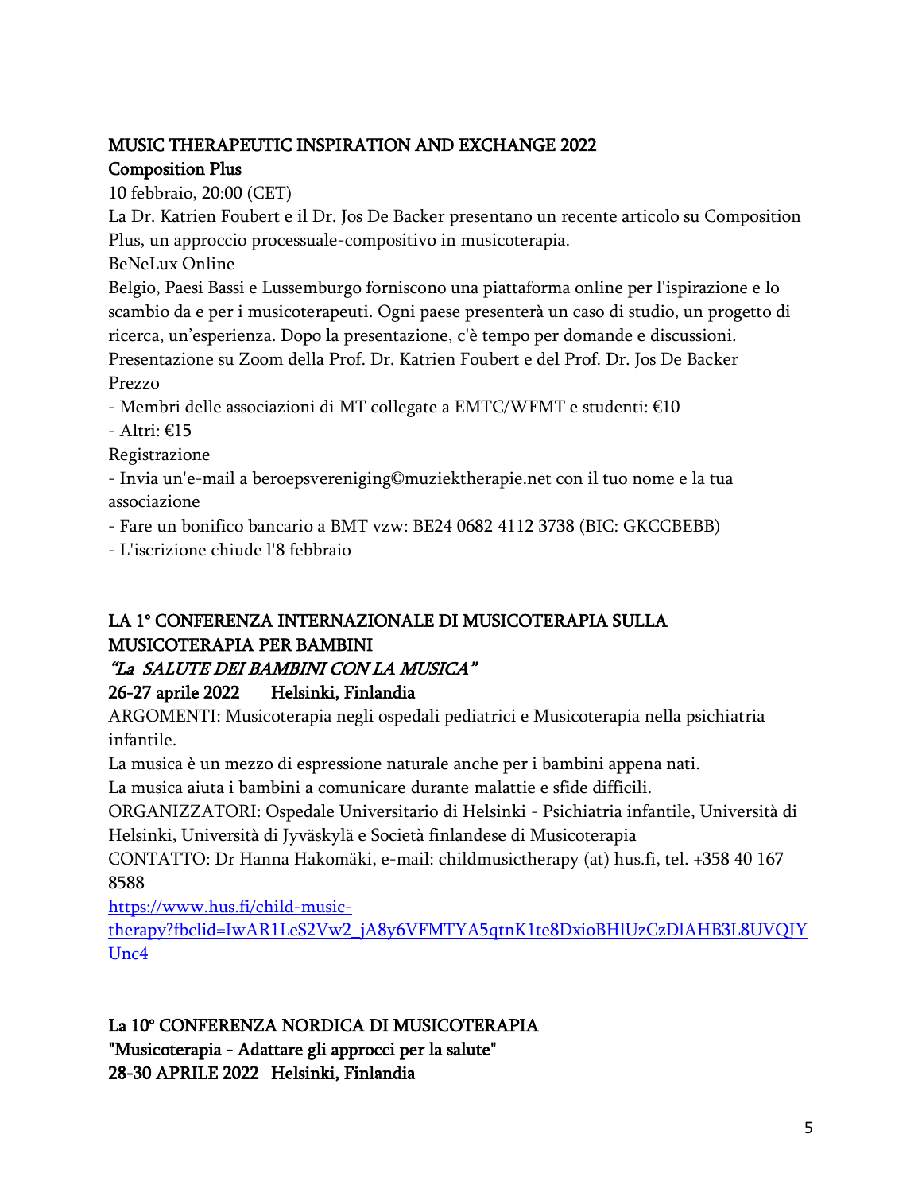**MUSIC THERAPEUTIC INSPIRATION AND EXCHANGE 2022**

**Composition Plus**

10 febbraio, 20:00 (CET)

La Dr. Katrien Foubert e il Dr. Jos De Backer presentano un recente articolo su Composition Plus, un approccio processuale-compositivo in musicoterapia.

BeNeLux Online

Belgio, Paesi Bassi e Lussemburgo forniscono una piattaforma online per l'ispirazione e lo scambio da e per i musicoterapeuti. Ogni paese presenterà un caso di studio, un progetto di ricerca, un'esperienza. Dopo la presentazione, c'è tempo per domande e discussioni.

Presentazione su Zoom della Prof. Dr. Katrien Foubert e del Prof. Dr. Jos De Backer

Prezzo

- Membri delle associazioni di MT collegate a EMTC/WFMT e studenti: €10
- Altri: €15

Registrazione

- Invia un'e-mail a beroepsvereniging©muziektherapie.net con il tuo nome e la tua associazione
- Fare un bonifico bancario a BMT vzw: BE24 0682 4112 3738 (BIC: GKCCBEBB)
- L'iscrizione chiude l'8 febbraio

**LA 1° CONFERENZA INTERNAZIONALE DI MUSICOTERAPIA SULLA MUSICOTERAPIA PER BAMBINI**

***"La SALUTE DEI BAMBINI CON LA MUSICA"***

**26-27 aprile 2022 Helsinki, Finlandia**

ARGOMENTI: Musicoterapia negli ospedali pediatrici e Musicoterapia nella psichiatria infantile.

La musica è un mezzo di espressione naturale anche per i bambini appena nati.

La musica aiuta i bambini a comunicare durante malattie e sfide difficili.

ORGANIZZATORI: Ospedale Universitario di Helsinki - Psichiatria infantile, Università di Helsinki, Università di Jyväskylä e Società finlandese di Musicoterapia

CONTATTO: Dr Hanna Hakomäki, e-mail: childmusictherapy (at) hus.fi, tel. +358 40 167 8588

[https://www.hus.fi/child-music-therapy?fbclid=IwAR1LeS2Vw2_jA8y6VFMTYA5qtnK1te8DxioBHlUzCzDlAHB3L8UVQIYUnc4](https://www.hus.fi/child-music-therapy?fbclid=IwAR1LeS2Vw2_jA8y6VFMTYA5qtnK1te8DxioBHlUzCzDlAHB3L8UVQIYUnc4)

**La 10° CONFERENZA NORDICA DI MUSICOTERAPIA**

**"Musicoterapia - Adattare gli approcci per la salute"**

**28-30 APRILE 2022 Helsinki, Finlandia**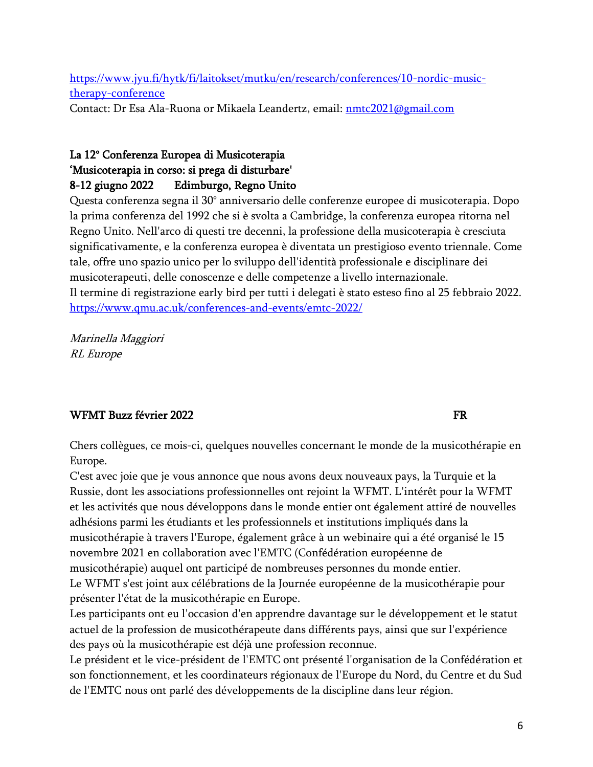https://www.jyu.fi/hytk/fi/laitokset/mutku/en/research/conferences/10-nordic-music-therapy-conference
Contact: Dr Esa Ala-Ruona or Mikaela Leandertz, email: nmtc2021@gmail.com

**La 12° Conferenza Europea di Musicoterapia**
**'Musicoterapia in corso: si prega di disturbare'**
**8-12 giugno 2022 Edimburgo, Regno Unito**

Questa conferenza segna il 30° anniversario delle conferenze europee di musicoterapia. Dopo la prima conferenza del 1992 che si è svolta a Cambridge, la conferenza europea ritorna nel Regno Unito. Nell'arco di questi tre decenni, la professione della musicoterapia è cresciuta significativamente, e la conferenza europea è diventata un prestigioso evento triennale. Come tale, offre uno spazio unico per lo sviluppo dell'identità professionale e disciplinare dei musicoterapeuti, delle conoscenze e delle competenze a livello internazionale.
Il termine di registrazione early bird per tutti i delegati è stato esteso fino al 25 febbraio 2022.
https://www.qmu.ac.uk/conferences-and-events/emtc-2022/

*Marinella Maggiori*
*RL Europe*

## WFMT Buzz février 2022 FR

Chers collègues, ce mois-ci, quelques nouvelles concernant le monde de la musicothérapie en Europe.
C'est avec joie que je vous annonce que nous avons deux nouveaux pays, la Turquie et la Russie, dont les associations professionnelles ont rejoint la WFMT. L'intérêt pour la WFMT et les activités que nous développons dans le monde entier ont également attiré de nouvelles adhésions parmi les étudiants et les professionnels et institutions impliqués dans la musicothérapie à travers l'Europe, également grâce à un webinaire qui a été organisé le 15 novembre 2021 en collaboration avec l'EMTC (Confédération européenne de musicothérapie) auquel ont participé de nombreuses personnes du monde entier.
Le WFMT s'est joint aux célébrations de la Journée européenne de la musicothérapie pour présenter l'état de la musicothérapie en Europe.
Les participants ont eu l'occasion d'en apprendre davantage sur le développement et le statut actuel de la profession de musicothérapeute dans différents pays, ainsi que sur l'expérience des pays où la musicothérapie est déjà une profession reconnue.
Le président et le vice-président de l'EMTC ont présenté l'organisation de la Confédération et son fonctionnement, et les coordinateurs régionaux de l'Europe du Nord, du Centre et du Sud de l'EMTC nous ont parlé des développements de la discipline dans leur région.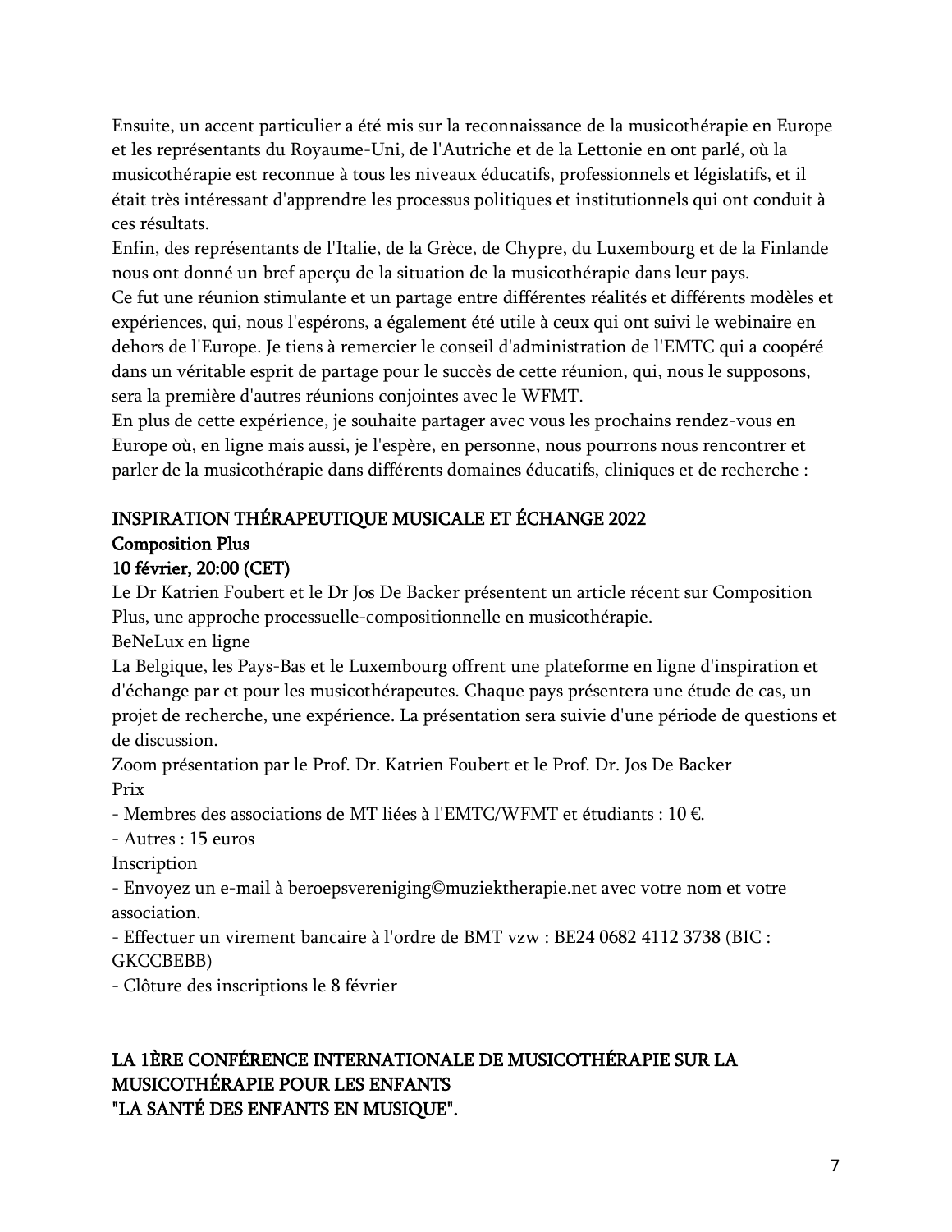Ensuite, un accent particulier a été mis sur la reconnaissance de la musicothérapie en Europe et les représentants du Royaume-Uni, de l'Autriche et de la Lettonie en ont parlé, où la musicothérapie est reconnue à tous les niveaux éducatifs, professionnels et législatifs, et il était très intéressant d'apprendre les processus politiques et institutionnels qui ont conduit à ces résultats.
Enfin, des représentants de l'Italie, de la Grèce, de Chypre, du Luxembourg et de la Finlande nous ont donné un bref aperçu de la situation de la musicothérapie dans leur pays.
Ce fut une réunion stimulante et un partage entre différentes réalités et différents modèles et expériences, qui, nous l'espérons, a également été utile à ceux qui ont suivi le webinaire en dehors de l'Europe. Je tiens à remercier le conseil d'administration de l'EMTC qui a coopéré dans un véritable esprit de partage pour le succès de cette réunion, qui, nous le supposons, sera la première d'autres réunions conjointes avec le WFMT.
En plus de cette expérience, je souhaite partager avec vous les prochains rendez-vous en Europe où, en ligne mais aussi, je l'espère, en personne, nous pourrons nous rencontrer et parler de la musicothérapie dans différents domaines éducatifs, cliniques et de recherche :

INSPIRATION THÉRAPEUTIQUE MUSICALE ET ÉCHANGE 2022
Composition Plus
10 février, 20:00 (CET)

Le Dr Katrien Foubert et le Dr Jos De Backer présentent un article récent sur Composition Plus, une approche processuelle-compositionnelle en musicothérapie.
BeNeLux en ligne
La Belgique, les Pays-Bas et le Luxembourg offrent une plateforme en ligne d'inspiration et d'échange par et pour les musicothérapeutes. Chaque pays présentera une étude de cas, un projet de recherche, une expérience. La présentation sera suivie d'une période de questions et de discussion.
Zoom présentation par le Prof. Dr. Katrien Foubert et le Prof. Dr. Jos De Backer
Prix
- Membres des associations de MT liées à l'EMTC/WFMT et étudiants : 10 €.
- Autres : 15 euros

Inscription
- Envoyez un e-mail à beroepsvereniging©muziektherapie.net avec votre nom et votre association.
- Effectuer un virement bancaire à l'ordre de BMT vzw : BE24 0682 4112 3738 (BIC : GKCCBEBB)
- Clôture des inscriptions le 8 février

LA 1ÈRE CONFÉRENCE INTERNATIONALE DE MUSICOTHÉRAPIE SUR LA MUSICOTHÉRAPIE POUR LES ENFANTS
"LA SANTÉ DES ENFANTS EN MUSIQUE".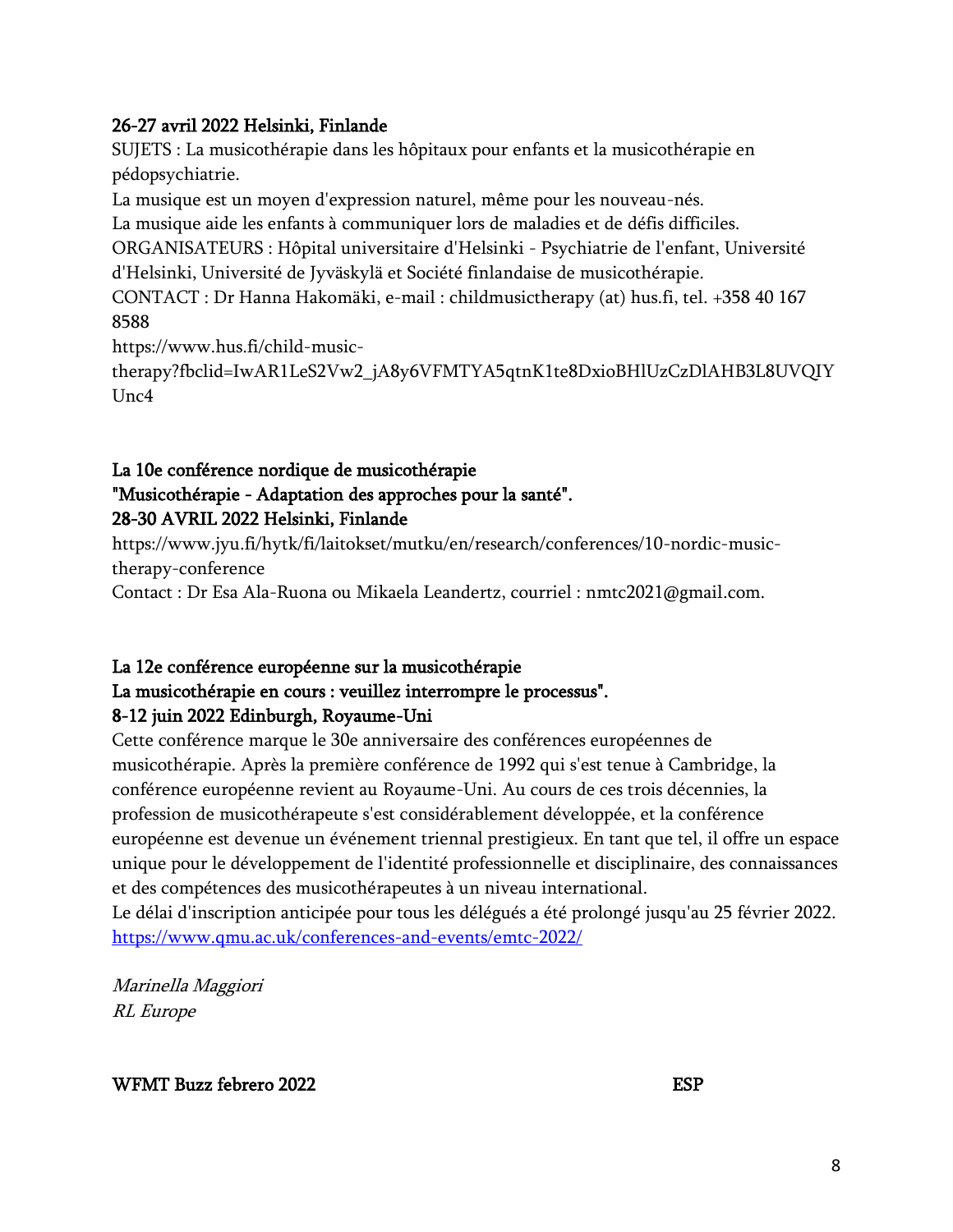**26-27 avril 2022 Helsinki, Finlande**

SUJETS : La musicothérapie dans les hôpitaux pour enfants et la musicothérapie en pédopsychiatrie.

La musique est un moyen d'expression naturel, même pour les nouveau-nés.

La musique aide les enfants à communiquer lors de maladies et de défis difficiles.

ORGANISATEURS : Hôpital universitaire d'Helsinki - Psychiatrie de l'enfant, Université d'Helsinki, Université de Jyväskylä et Société finlandaise de musicothérapie.

CONTACT : Dr Hanna Hakomäki, e-mail : childmusictherapy (at) hus.fi, tel. +358 40 167 8588

https://www.hus.fi/child-music-therapy?fbclid=IwAR1LeS2Vw2_jA8y6VFMTYA5qtnK1te8DxioBHlUzCzDlAHB3L8UVQIYUnc4

**La 10e conférence nordique de musicothérapie**
**"Musicothérapie - Adaptation des approches pour la santé".**
**28-30 AVRIL 2022 Helsinki, Finlande**

https://www.jyu.fi/hytk/fi/laitokset/mutku/en/research/conferences/10-nordic-music-therapy-conference

Contact : Dr Esa Ala-Ruona ou Mikaela Leandertz, courriel : nmtc2021@gmail.com.

**La 12e conférence européenne sur la musicothérapie**
**La musicothérapie en cours : veuillez interrompre le processus".**
**8-12 juin 2022 Edinburgh, Royaume-Uni**

Cette conférence marque le 30e anniversaire des conférences européennes de musicothérapie. Après la première conférence de 1992 qui s'est tenue à Cambridge, la conférence européenne revient au Royaume-Uni. Au cours de ces trois décennies, la profession de musicothérapeute s'est considérablement développée, et la conférence européenne est devenue un événement triennal prestigieux. En tant que tel, il offre un espace unique pour le développement de l'identité professionnelle et disciplinaire, des connaissances et des compétences des musicothérapeutes à un niveau international.

Le délai d'inscription anticipée pour tous les délégués a été prolongé jusqu'au 25 février 2022.

https://www.qmu.ac.uk/conferences-and-events/emtc-2022/

*Marinella Maggiori*
*RL Europe*

**WFMT Buzz febrero 2022** **ESP**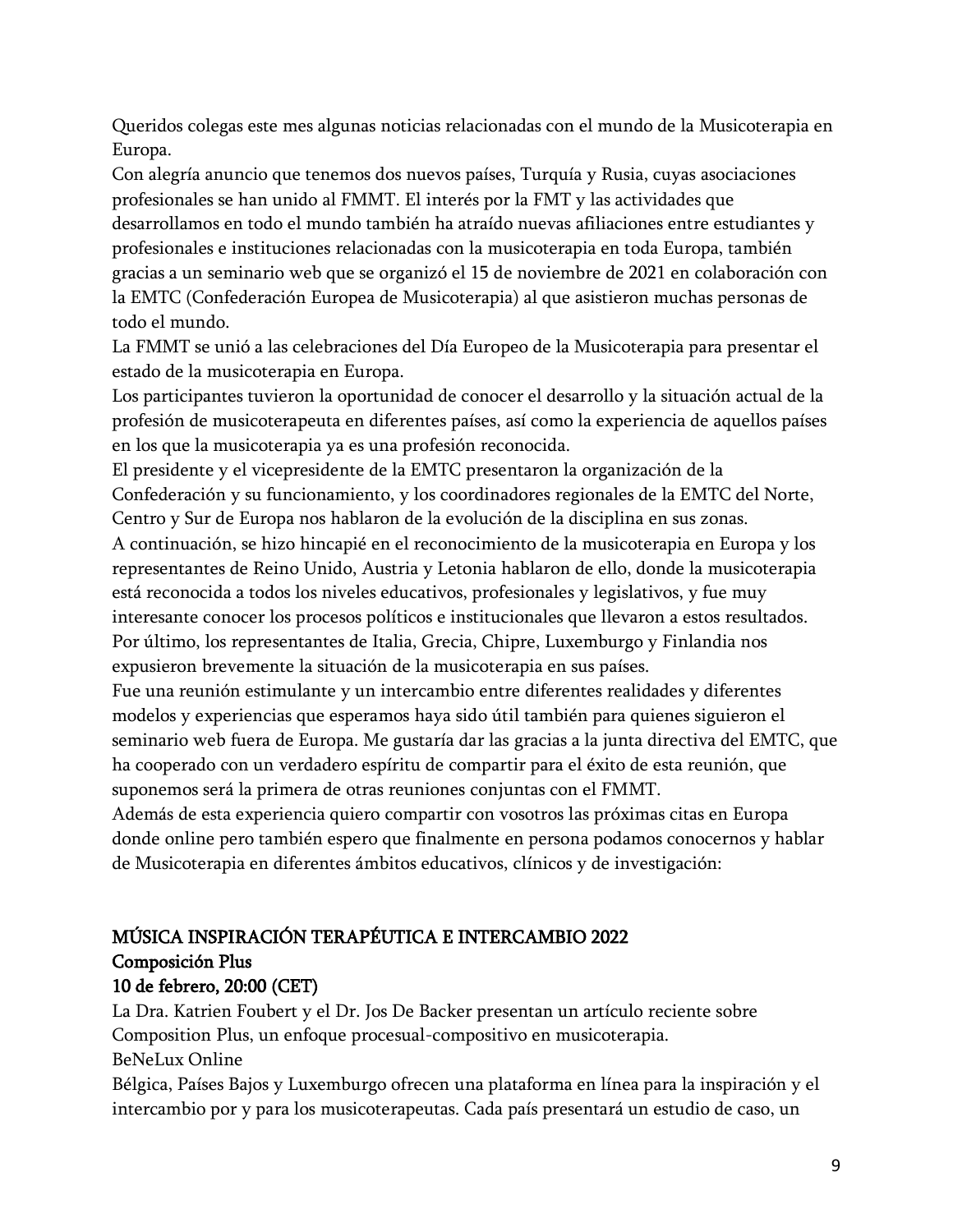Queridos colegas este mes algunas noticias relacionadas con el mundo de la Musicoterapia en Europa.

Con alegría anuncio que tenemos dos nuevos países, Turquía y Rusia, cuyas asociaciones profesionales se han unido al FMMT. El interés por la FMT y las actividades que desarrollamos en todo el mundo también ha atraído nuevas afiliaciones entre estudiantes y profesionales e instituciones relacionadas con la musicoterapia en toda Europa, también gracias a un seminario web que se organizó el 15 de noviembre de 2021 en colaboración con la EMTC (Confederación Europea de Musicoterapia) al que asistieron muchas personas de todo el mundo.

La FMMT se unió a las celebraciones del Día Europeo de la Musicoterapia para presentar el estado de la musicoterapia en Europa.

Los participantes tuvieron la oportunidad de conocer el desarrollo y la situación actual de la profesión de musicoterapeuta en diferentes países, así como la experiencia de aquellos países en los que la musicoterapia ya es una profesión reconocida.

El presidente y el vicepresidente de la EMTC presentaron la organización de la Confederación y su funcionamiento, y los coordinadores regionales de la EMTC del Norte, Centro y Sur de Europa nos hablaron de la evolución de la disciplina en sus zonas.

A continuación, se hizo hincapié en el reconocimiento de la musicoterapia en Europa y los representantes de Reino Unido, Austria y Letonia hablaron de ello, donde la musicoterapia está reconocida a todos los niveles educativos, profesionales y legislativos, y fue muy interesante conocer los procesos políticos e institucionales que llevaron a estos resultados.

Por último, los representantes de Italia, Grecia, Chipre, Luxemburgo y Finlandia nos expusieron brevemente la situación de la musicoterapia en sus países.

Fue una reunión estimulante y un intercambio entre diferentes realidades y diferentes modelos y experiencias que esperamos haya sido útil también para quienes siguieron el seminario web fuera de Europa. Me gustaría dar las gracias a la junta directiva del EMTC, que ha cooperado con un verdadero espíritu de compartir para el éxito de esta reunión, que suponemos será la primera de otras reuniones conjuntas con el FMMT.

Además de esta experiencia quiero compartir con vosotros las próximas citas en Europa donde online pero también espero que finalmente en persona podamos conocernos y hablar de Musicoterapia en diferentes ámbitos educativos, clínicos y de investigación:

## MÚSICA INSPIRACIÓN TERAPÉUTICA E INTERCAMBIO 2022

**Composición Plus**

**10 de febrero, 20:00 (CET)**

La Dra. Katrien Foubert y el Dr. Jos De Backer presentan un artículo reciente sobre Composition Plus, un enfoque procesual-compositivo en musicoterapia.

BeNeLux Online

Bélgica, Países Bajos y Luxemburgo ofrecen una plataforma en línea para la inspiración y el intercambio por y para los musicoterapeutas. Cada país presentará un estudio de caso, un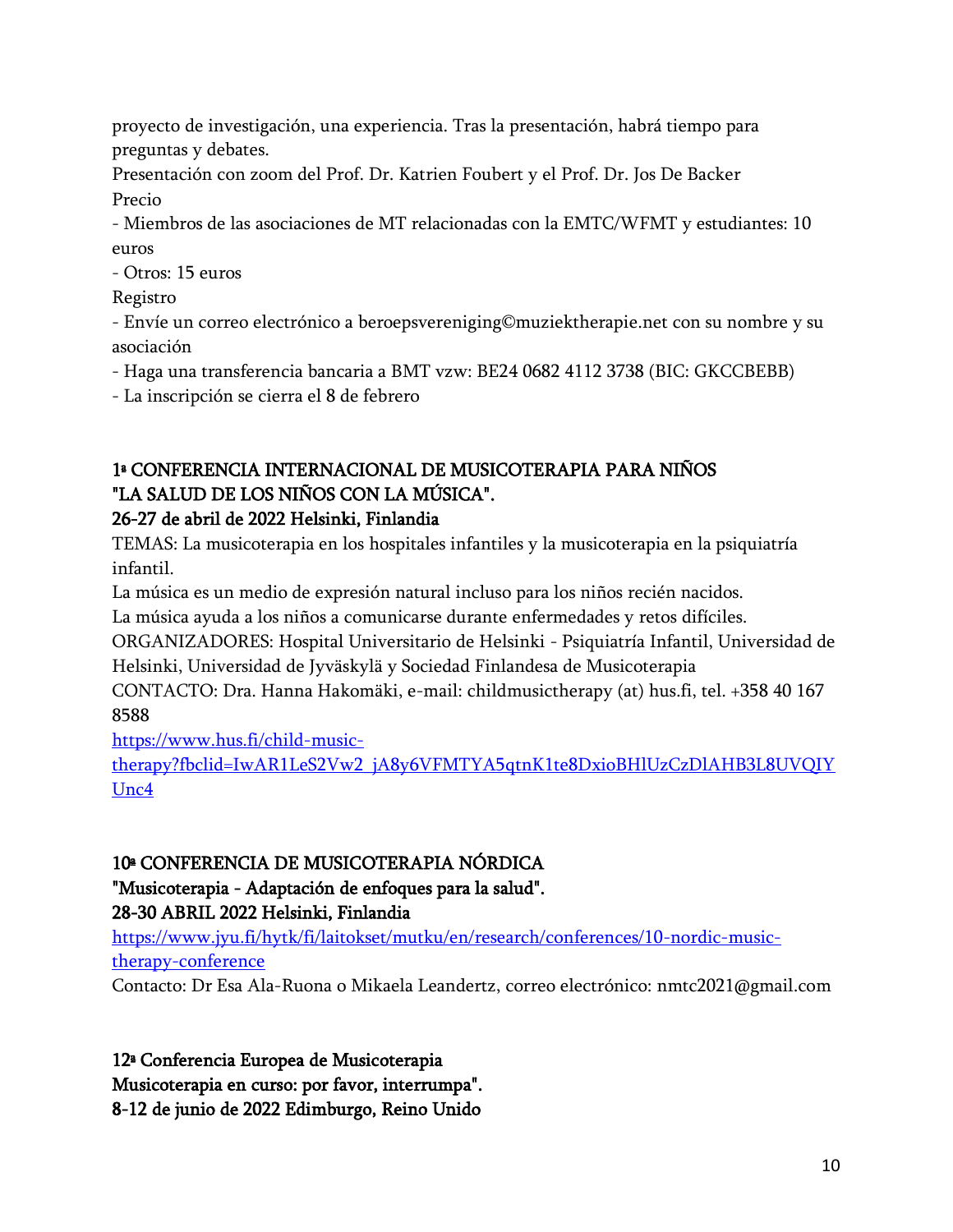proyecto de investigación, una experiencia. Tras la presentación, habrá tiempo para preguntas y debates.

Presentación con zoom del Prof. Dr. Katrien Foubert y el Prof. Dr. Jos De Backer

Precio

- Miembros de las asociaciones de MT relacionadas con la EMTC/WFMT y estudiantes: 10 euros
- Otros: 15 euros

Registro

- Envíe un correo electrónico a beroepsvereniging©muziektherapie.net con su nombre y su asociación
- Haga una transferencia bancaria a BMT vzw: BE24 0682 4112 3738 (BIC: GKCCBEBB)
- La inscripción se cierra el 8 de febrero

**1ª CONFERENCIA INTERNACIONAL DE MUSICOTERAPIA PARA NIÑOS "LA SALUD DE LOS NIÑOS CON LA MÚSICA".**

**26-27 de abril de 2022 Helsinki, Finlandia**

TEMAS: La musicoterapia en los hospitales infantiles y la musicoterapia en la psiquiatría infantil.

La música es un medio de expresión natural incluso para los niños recién nacidos.

La música ayuda a los niños a comunicarse durante enfermedades y retos difíciles.

ORGANIZADORES: Hospital Universitario de Helsinki - Psiquiatría Infantil, Universidad de Helsinki, Universidad de Jyväskylä y Sociedad Finlandesa de Musicoterapia

CONTACTO: Dra. Hanna Hakomäki, e-mail: childmusictherapy (at) hus.fi, tel. +358 40 167 8588

https://www.hus.fi/child-music-therapy?fbclid=IwAR1LeS2Vw2_jA8y6VFMTYA5qtnK1te8DxioBHlUzCzDlAHB3L8UVQIYUnc4

**10ª CONFERENCIA DE MUSICOTERAPIA NÓRDICA**

**"Musicoterapia - Adaptación de enfoques para la salud".**

**28-30 ABRIL 2022 Helsinki, Finlandia**

https://www.jyu.fi/hytk/fi/laitokset/mutku/en/research/conferences/10-nordic-music-therapy-conference

Contacto: Dr Esa Ala-Ruona o Mikaela Leandertz, correo electrónico: nmtc2021@gmail.com

**12ª Conferencia Europea de Musicoterapia**

**Musicoterapia en curso: por favor, interrumpa".**

**8-12 de junio de 2022 Edimburgo, Reino Unido**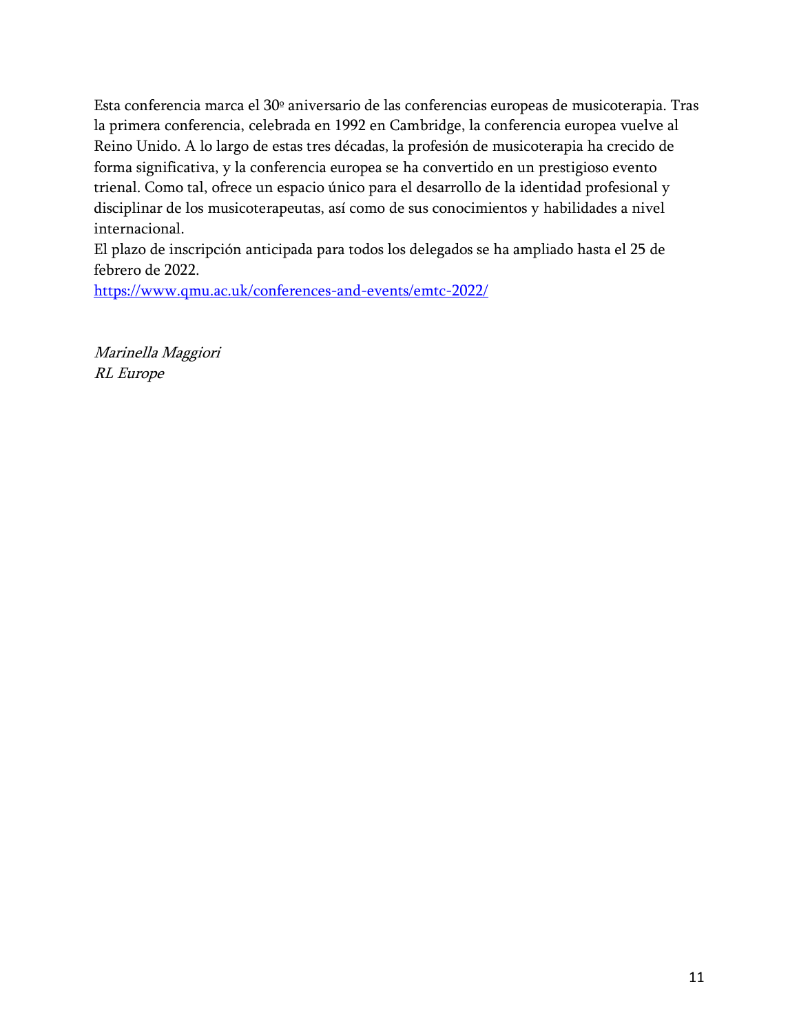Esta conferencia marca el 30º aniversario de las conferencias europeas de musicoterapia. Tras la primera conferencia, celebrada en 1992 en Cambridge, la conferencia europea vuelve al Reino Unido. A lo largo de estas tres décadas, la profesión de musicoterapia ha crecido de forma significativa, y la conferencia europea se ha convertido en un prestigioso evento trienal. Como tal, ofrece un espacio único para el desarrollo de la identidad profesional y disciplinar de los musicoterapeutas, así como de sus conocimientos y habilidades a nivel internacional.

El plazo de inscripción anticipada para todos los delegados se ha ampliado hasta el 25 de febrero de 2022.

https://www.qmu.ac.uk/conferences-and-events/emtc-2022/

*Marinella Maggiori*
*RL Europe*